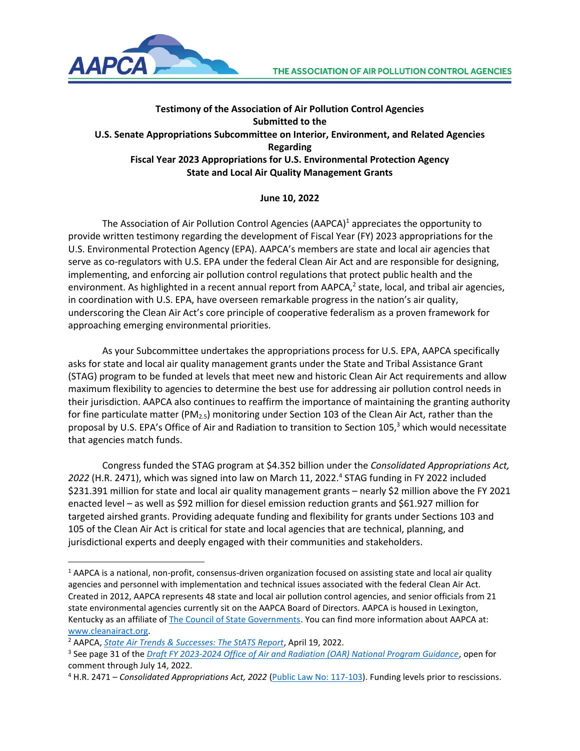THE ASSOCIATION OF AIR POLLUTION CONTROL AGENCIES

**Testimony of the Association of Air Pollution Control Agencies**
**Submitted to the**
**U.S. Senate Appropriations Subcommittee on Interior, Environment, and Related Agencies**
**Regarding**
**Fiscal Year 2023 Appropriations for U.S. Environmental Protection Agency**
**State and Local Air Quality Management Grants**

**June 10, 2022**

The Association of Air Pollution Control Agencies (AAPCA)[1] appreciates the opportunity to provide written testimony regarding the development of Fiscal Year (FY) 2023 appropriations for the U.S. Environmental Protection Agency (EPA). AAPCA's members are state and local air agencies that serve as co-regulators with U.S. EPA under the federal Clean Air Act and are responsible for designing, implementing, and enforcing air pollution control regulations that protect public health and the environment. As highlighted in a recent annual report from AAPCA,[2] state, local, and tribal air agencies, in coordination with U.S. EPA, have overseen remarkable progress in the nation's air quality, underscoring the Clean Air Act's core principle of cooperative federalism as a proven framework for approaching emerging environmental priorities.

As your Subcommittee undertakes the appropriations process for U.S. EPA, AAPCA specifically asks for state and local air quality management grants under the State and Tribal Assistance Grant (STAG) program to be funded at levels that meet new and historic Clean Air Act requirements and allow maximum flexibility to agencies to determine the best use for addressing air pollution control needs in their jurisdiction. AAPCA also continues to reaffirm the importance of maintaining the granting authority for fine particulate matter ($PM_{2.5}$) monitoring under Section 103 of the Clean Air Act, rather than the proposal by U.S. EPA's Office of Air and Radiation to transition to Section 105,[3] which would necessitate that agencies match funds.

Congress funded the STAG program at $4.352 billion under the *Consolidated Appropriations Act, 2022* (H.R. 2471), which was signed into law on March 11, 2022.[4] STAG funding in FY 2022 included $231.391 million for state and local air quality management grants – nearly $2 million above the FY 2021 enacted level – as well as $92 million for diesel emission reduction grants and $61.927 million for targeted airshed grants. Providing adequate funding and flexibility for grants under Sections 103 and 105 of the Clean Air Act is critical for state and local agencies that are technical, planning, and jurisdictional experts and deeply engaged with their communities and stakeholders.

---

[1] AAPCA is a national, non-profit, consensus-driven organization focused on assisting state and local air quality agencies and personnel with implementation and technical issues associated with the federal Clean Air Act. Created in 2012, AAPCA represents 48 state and local air pollution control agencies, and senior officials from 21 state environmental agencies currently sit on the AAPCA Board of Directors. AAPCA is housed in Lexington, Kentucky as an affiliate of The Council of State Governments. You can find more information about AAPCA at: www.cleanairact.org.

[2] AAPCA, *State Air Trends & Successes: The StATS Report*, April 19, 2022.

[3] See page 31 of the *Draft FY 2023-2024 Office of Air and Radiation (OAR) National Program Guidance*, open for comment through July 14, 2022.

[4] H.R. 2471 – *Consolidated Appropriations Act, 2022* (Public Law No: 117-103). Funding levels prior to rescissions.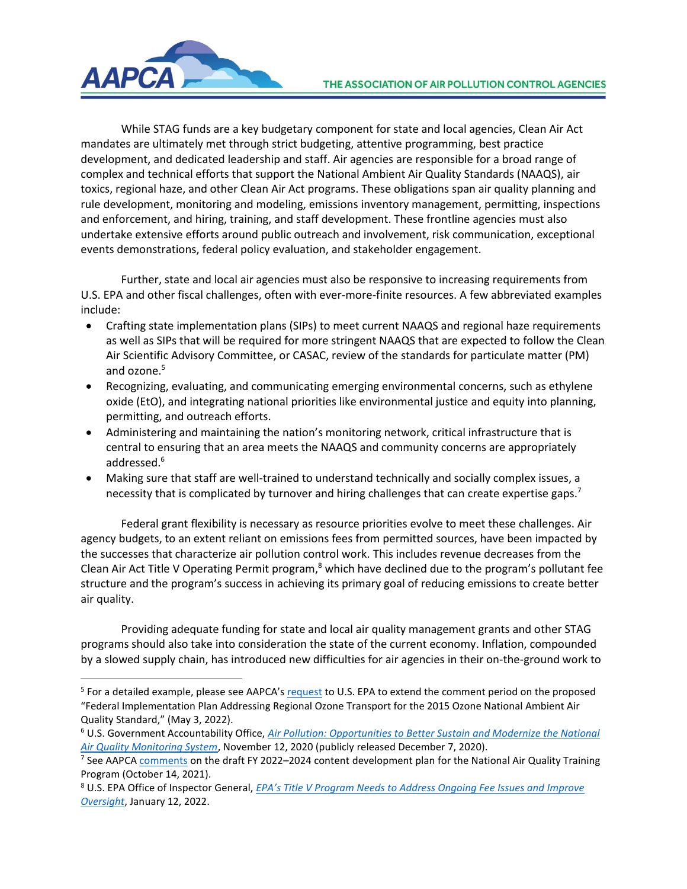While STAG funds are a key budgetary component for state and local agencies, Clean Air Act mandates are ultimately met through strict budgeting, attentive programming, best practice development, and dedicated leadership and staff. Air agencies are responsible for a broad range of complex and technical efforts that support the National Ambient Air Quality Standards (NAAQS), air toxics, regional haze, and other Clean Air Act programs. These obligations span air quality planning and rule development, monitoring and modeling, emissions inventory management, permitting, inspections and enforcement, and hiring, training, and staff development. These frontline agencies must also undertake extensive efforts around public outreach and involvement, risk communication, exceptional events demonstrations, federal policy evaluation, and stakeholder engagement.

Further, state and local air agencies must also be responsive to increasing requirements from U.S. EPA and other fiscal challenges, often with ever-more-finite resources. A few abbreviated examples include:

- Crafting state implementation plans (SIPs) to meet current NAAQS and regional haze requirements as well as SIPs that will be required for more stringent NAAQS that are expected to follow the Clean Air Scientific Advisory Committee, or CASAC, review of the standards for particulate matter (PM) and ozone.[5]
- Recognizing, evaluating, and communicating emerging environmental concerns, such as ethylene oxide (EtO), and integrating national priorities like environmental justice and equity into planning, permitting, and outreach efforts.
- Administering and maintaining the nation's monitoring network, critical infrastructure that is central to ensuring that an area meets the NAAQS and community concerns are appropriately addressed.[6]
- Making sure that staff are well-trained to understand technically and socially complex issues, a necessity that is complicated by turnover and hiring challenges that can create expertise gaps.[7]

Federal grant flexibility is necessary as resource priorities evolve to meet these challenges. Air agency budgets, to an extent reliant on emissions fees from permitted sources, have been impacted by the successes that characterize air pollution control work. This includes revenue decreases from the Clean Air Act Title V Operating Permit program,[8] which have declined due to the program's pollutant fee structure and the program's success in achieving its primary goal of reducing emissions to create better air quality.

Providing adequate funding for state and local air quality management grants and other STAG programs should also take into consideration the state of the current economy. Inflation, compounded by a slowed supply chain, has introduced new difficulties for air agencies in their on-the-ground work to

---

[5] For a detailed example, please see AAPCA's request to U.S. EPA to extend the comment period on the proposed "Federal Implementation Plan Addressing Regional Ozone Transport for the 2015 Ozone National Ambient Air Quality Standard," (May 3, 2022).

[6] U.S. Government Accountability Office, *Air Pollution: Opportunities to Better Sustain and Modernize the National Air Quality Monitoring System*, November 12, 2020 (publicly released December 7, 2020).

[7] See AAPCA comments on the draft FY 2022–2024 content development plan for the National Air Quality Training Program (October 14, 2021).

[8] U.S. EPA Office of Inspector General, *EPA's Title V Program Needs to Address Ongoing Fee Issues and Improve Oversight*, January 12, 2022.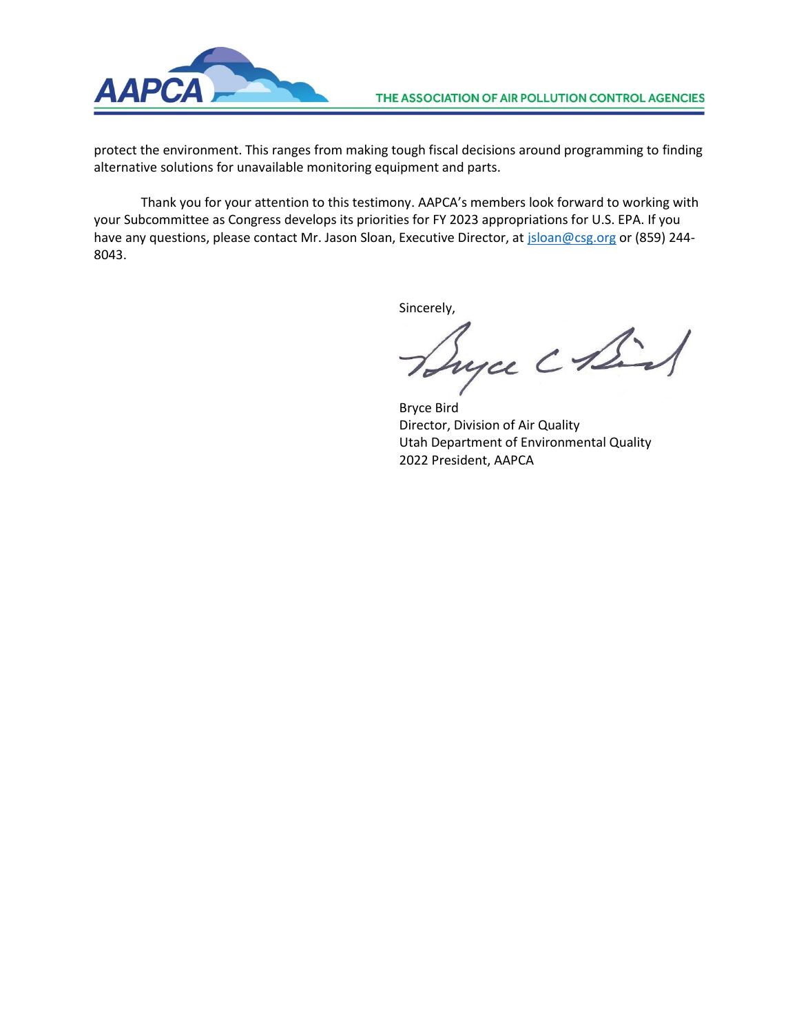protect the environment. This ranges from making tough fiscal decisions around programming to finding alternative solutions for unavailable monitoring equipment and parts.

Thank you for your attention to this testimony. AAPCA's members look forward to working with your Subcommittee as Congress develops its priorities for FY 2023 appropriations for U.S. EPA. If you have any questions, please contact Mr. Jason Sloan, Executive Director, at [jsloan@csg.org](mailto:jsloan@csg.org) or (859) 244-8043.

Sincerely,

Bryce Bird
Director, Division of Air Quality
Utah Department of Environmental Quality
2022 President, AAPCA